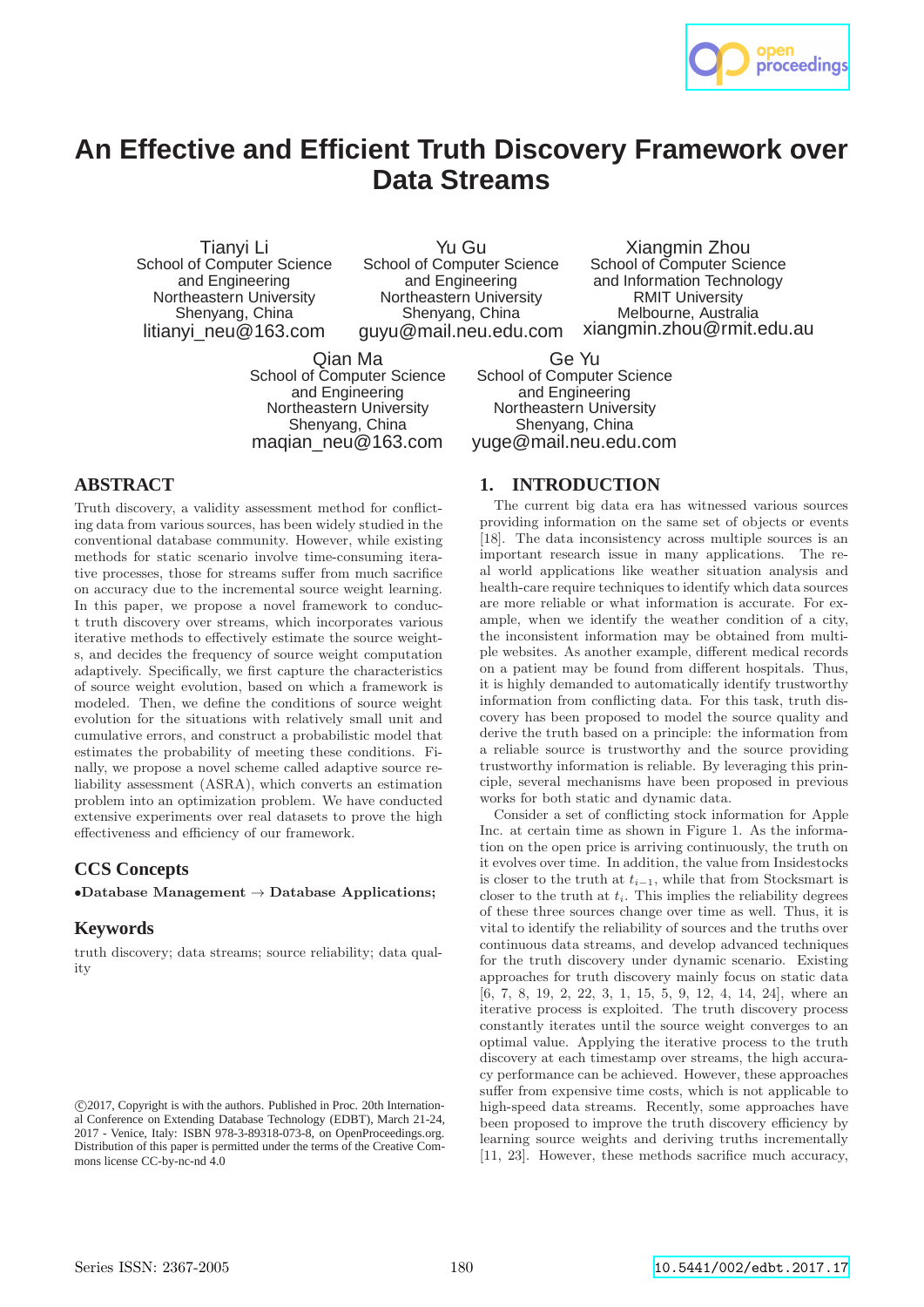# An Effective and Efficient Truth Discovery Framework over Data Streams

Tianyi Li
School of Computer Science and Engineering
Northeastern University
Shenyang, China
litianyi_neu@163.com

Yu Gu
School of Computer Science and Engineering
Northeastern University
Shenyang, China
guyu@mail.neu.edu.com

Xiangmin Zhou
School of Computer Science and Information Technology
RMIT University
Melbourne, Australia
xiangmin.zhou@rmit.edu.au

Qian Ma
School of Computer Science and Engineering
Northeastern University
Shenyang, China
maqian_neu@163.com

Ge Yu
School of Computer Science and Engineering
Northeastern University
Shenyang, China
yuge@mail.neu.edu.com

## ABSTRACT

Truth discovery, a validity assessment method for conflicting data from various sources, has been widely studied in the conventional database community. However, while existing methods for static scenario involve time-consuming iterative processes, those for streams suffer from much sacrifice on accuracy due to the incremental source weight learning. In this paper, we propose a novel framework to conduct truth discovery over streams, which incorporates various iterative methods to effectively estimate the source weights, and decides the frequency of source weight computation adaptively. Specifically, we first capture the characteristics of source weight evolution, based on which a framework is modeled. Then, we define the conditions of source weight evolution for the situations with relatively small unit and cumulative errors, and construct a probabilistic model that estimates the probability of meeting these conditions. Finally, we propose a novel scheme called adaptive source reliability assessment (ASRA), which converts an estimation problem into an optimization problem. We have conducted extensive experiments over real datasets to prove the high effectiveness and efficiency of our framework.

## CCS Concepts

•**Database Management** → **Database Applications;**

## Keywords

truth discovery; data streams; source reliability; data quality

©2017, Copyright is with the authors. Published in Proc. 20th International Conference on Extending Database Technology (EDBT), March 21-24, 2017 - Venice, Italy: ISBN 978-3-89318-073-8, on OpenProceedings.org. Distribution of this paper is permitted under the terms of the Creative Commons license CC-by-nc-nd 4.0

## 1. INTRODUCTION

The current big data era has witnessed various sources providing information on the same set of objects or events [18]. The data inconsistency across multiple sources is an important research issue in many applications. The real world applications like weather situation analysis and health-care require techniques to identify which data sources are more reliable or what information is accurate. For example, when we identify the weather condition of a city, the inconsistent information may be obtained from multiple websites. As another example, different medical records on a patient may be found from different hospitals. Thus, it is highly demanded to automatically identify trustworthy information from conflicting data. For this task, truth discovery has been proposed to model the source quality and derive the truth based on a principle: the information from a reliable source is trustworthy and the source providing trustworthy information is reliable. By leveraging this principle, several mechanisms have been proposed in previous works for both static and dynamic data.

Consider a set of conflicting stock information for Apple Inc. at certain time as shown in Figure 1. As the information on the open price is arriving continuously, the truth on it evolves over time. In addition, the value from Insidestocks is closer to the truth at $t_{i-1}$, while that from Stocksmart is closer to the truth at $t_i$. This implies the reliability degrees of these three sources change over time as well. Thus, it is vital to identify the reliability of sources and the truths over continuous data streams, and develop advanced techniques for the truth discovery under dynamic scenario. Existing approaches for truth discovery mainly focus on static data [6, 7, 8, 19, 2, 22, 3, 1, 15, 5, 9, 12, 4, 14, 24], where an iterative process is exploited. The truth discovery process constantly iterates until the source weight converges to an optimal value. Applying the iterative process to the truth discovery at each timestamp over streams, the high accuracy performance can be achieved. However, these approaches suffer from expensive time costs, which is not applicable to high-speed data streams. Recently, some approaches have been proposed to improve the truth discovery efficiency by learning source weights and deriving truths incrementally [11, 23]. However, these methods sacrifice much accuracy,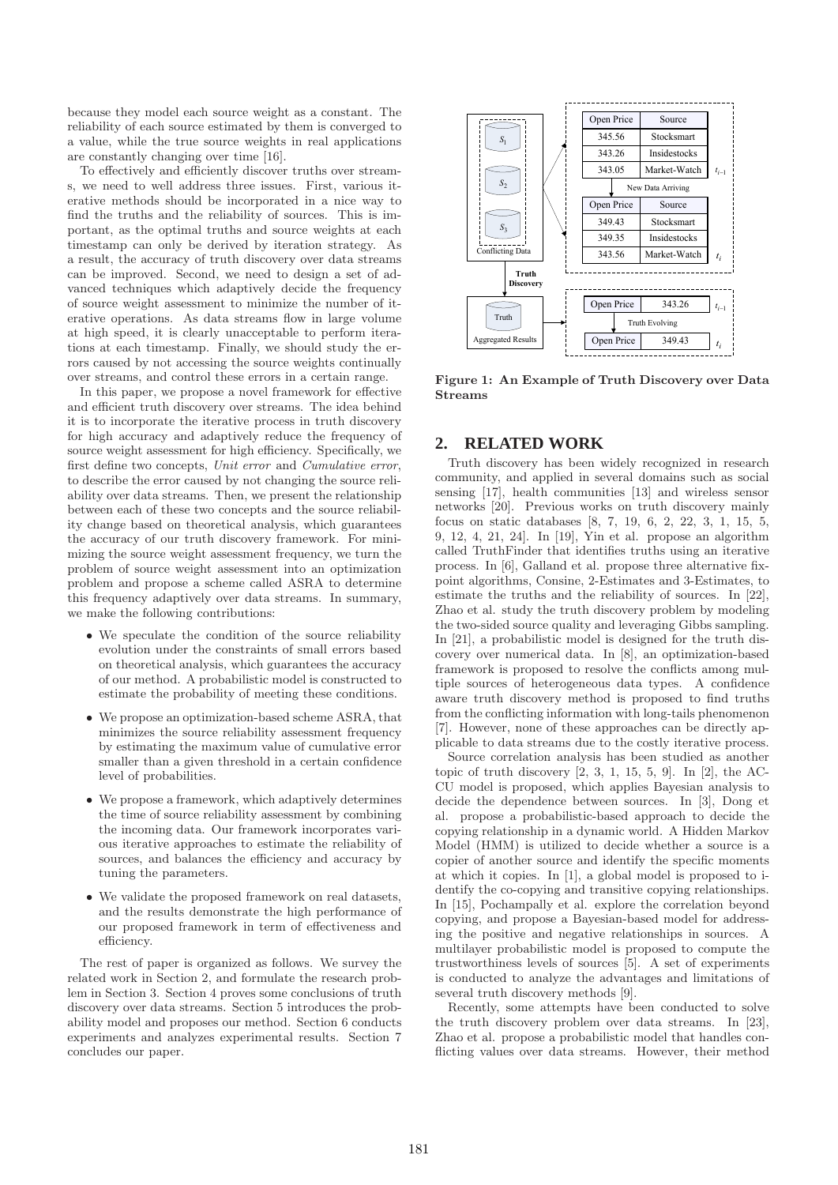because they model each source weight as a constant. The reliability of each source estimated by them is converged to a value, while the true source weights in real applications are constantly changing over time [16].

To effectively and efficiently discover truths over streams, we need to well address three issues. First, various iterative methods should be incorporated in a nice way to find the truths and the reliability of sources. This is important, as the optimal truths and source weights at each timestamp can only be derived by iteration strategy. As a result, the accuracy of truth discovery over data streams can be improved. Second, we need to design a set of advanced techniques which adaptively decide the frequency of source weight assessment to minimize the number of iterative operations. As data streams flow in large volume at high speed, it is clearly unacceptable to perform iterations at each timestamp. Finally, we should study the errors caused by not accessing the source weights continually over streams, and control these errors in a certain range.

In this paper, we propose a novel framework for effective and efficient truth discovery over streams. The idea behind it is to incorporate the iterative process in truth discovery for high accuracy and adaptively reduce the frequency of source weight assessment for high efficiency. Specifically, we first define two concepts, *Unit error* and *Cumulative error*, to describe the error caused by not changing the source reliability over data streams. Then, we present the relationship between each of these two concepts and the source reliability change based on theoretical analysis, which guarantees the accuracy of our truth discovery framework. For minimizing the source weight assessment frequency, we turn the problem of source weight assessment into an optimization problem and propose a scheme called ASRA to determine this frequency adaptively over data streams. In summary, we make the following contributions:

- We speculate the condition of the source reliability evolution under the constraints of small errors based on theoretical analysis, which guarantees the accuracy of our method. A probabilistic model is constructed to estimate the probability of meeting these conditions.
- We propose an optimization-based scheme ASRA, that minimizes the source reliability assessment frequency by estimating the maximum value of cumulative error smaller than a given threshold in a certain confidence level of probabilities.
- We propose a framework, which adaptively determines the time of source reliability assessment by combining the incoming data. Our framework incorporates various iterative approaches to estimate the reliability of sources, and balances the efficiency and accuracy by tuning the parameters.
- We validate the proposed framework on real datasets, and the results demonstrate the high performance of our proposed framework in term of effectiveness and efficiency.

The rest of paper is organized as follows. We survey the related work in Section 2, and formulate the research problem in Section 3. Section 4 proves some conclusions of truth discovery over data streams. Section 5 introduces the probability model and proposes our method. Section 6 conducts experiments and analyzes experimental results. Section 7 concludes our paper.

| Open Price | Source |
|---|---|
| 345.56 | Stocksmart |
| 343.26 | Insidestocks |
| 343.05 | Market-Watch |

$t_{i-1}$ — New Data Arriving

| Open Price | Source |
|---|---|
| 349.43 | Stocksmart |
| 349.35 | Insidestocks |
| 343.56 | Market-Watch |

$t_i$

$S_1$, $S_2$, $S_3$ — Conflicting Data → Truth Discovery → Truth — Aggregated Results

| Open Price | 343.26 | $t_{i-1}$ |
|---|---|---|
| Truth Evolving | | |
| Open Price | 349.43 | $t_i$ |

**Figure 1: An Example of Truth Discovery over Data Streams**

## 2. RELATED WORK

Truth discovery has been widely recognized in research community, and applied in several domains such as social sensing [17], health communities [13] and wireless sensor networks [20]. Previous works on truth discovery mainly focus on static databases [8, 7, 19, 6, 2, 22, 3, 1, 15, 5, 9, 12, 4, 21, 24]. In [19], Yin et al. propose an algorithm called TruthFinder that identifies truths using an iterative process. In [6], Galland et al. propose three alternative fixpoint algorithms, Consine, 2-Estimates and 3-Estimates, to estimate the truths and the reliability of sources. In [22], Zhao et al. study the truth discovery problem by modeling the two-sided source quality and leveraging Gibbs sampling. In [21], a probabilistic model is designed for the truth discovery over numerical data. In [8], an optimization-based framework is proposed to resolve the conflicts among multiple sources of heterogeneous data types. A confidence aware truth discovery method is proposed to find truths from the conflicting information with long-tails phenomenon [7]. However, none of these approaches can be directly applicable to data streams due to the costly iterative process.

Source correlation analysis has been studied as another topic of truth discovery [2, 3, 1, 15, 5, 9]. In [2], the ACCU model is proposed, which applies Bayesian analysis to decide the dependence between sources. In [3], Dong et al. propose a probabilistic-based approach to decide the copying relationship in a dynamic world. A Hidden Markov Model (HMM) is utilized to decide whether a source is a copier of another source and identify the specific moments at which it copies. In [1], a global model is proposed to identify the co-copying and transitive copying relationships. In [15], Pochampally et al. explore the correlation beyond copying, and propose a Bayesian-based model for addressing the positive and negative relationships in sources. A multilayer probabilistic model is proposed to compute the trustworthiness levels of sources [5]. A set of experiments is conducted to analyze the advantages and limitations of several truth discovery methods [9].

Recently, some attempts have been conducted to solve the truth discovery problem over data streams. In [23], Zhao et al. propose a probabilistic model that handles conflicting values over data streams. However, their method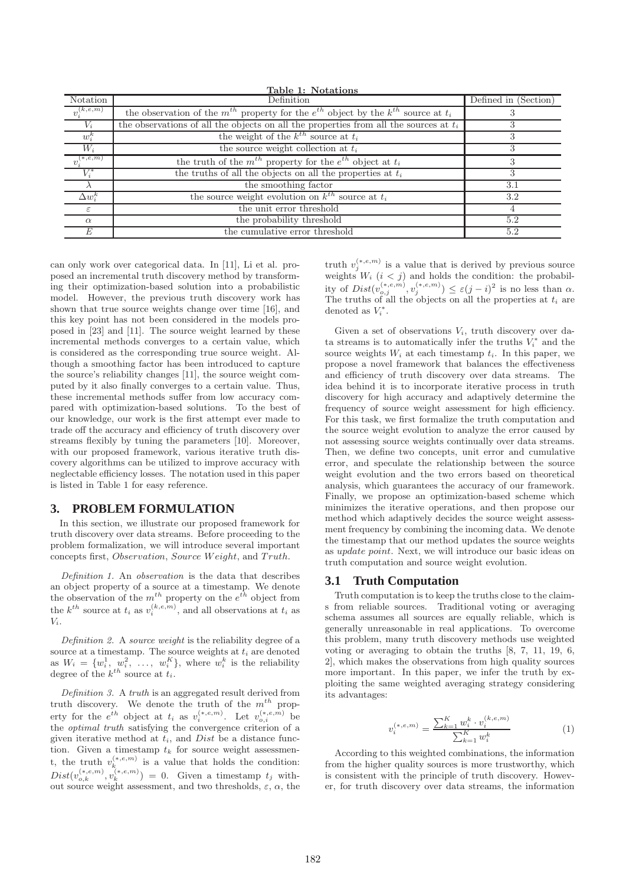**Table 1: Notations**

| Notation | Definition | Defined in (Section) |
|---|---|---|
| $v_i^{(k,e,m)}$ | the observation of the $m^{th}$ property for the $e^{th}$ object by the $k^{th}$ source at $t_i$ | 3 |
| $V_i$ | the observations of all the objects on all the properties from all the sources at $t_i$ | 3 |
| $w_i^k$ | the weight of the $k^{th}$ source at $t_i$ | 3 |
| $W_i$ | the source weight collection at $t_i$ | 3 |
| $v_i^{(*,e,m)}$ | the truth of the $m^{th}$ property for the $e^{th}$ object at $t_i$ | 3 |
| $V_i^*$ | the truths of all the objects on all the properties at $t_i$ | 3 |
| $\lambda$ | the smoothing factor | 3.1 |
| $\Delta w_i^k$ | the source weight evolution on $k^{th}$ source at $t_i$ | 3.2 |
| $\varepsilon$ | the unit error threshold | 4 |
| $\alpha$ | the probability threshold | 5.2 |
| $E$ | the cumulative error threshold | 5.2 |

can only work over categorical data. In [11], Li et al. proposed an incremental truth discovery method by transforming their optimization-based solution into a probabilistic model. However, the previous truth discovery work has shown that true source weights change over time [16], and this key point has not been considered in the models proposed in [23] and [11]. The source weight learned by these incremental methods converges to a certain value, which is considered as the corresponding true source weight. Although a smoothing factor has been introduced to capture the source's reliability changes [11], the source weight computed by it also finally converges to a certain value. Thus, these incremental methods suffer from low accuracy compared with optimization-based solutions. To the best of our knowledge, our work is the first attempt ever made to trade off the accuracy and efficiency of truth discovery over streams flexibly by tuning the parameters [10]. Moreover, with our proposed framework, various iterative truth discovery algorithms can be utilized to improve accuracy with neglectable efficiency losses. The notation used in this paper is listed in Table 1 for easy reference.

## 3. PROBLEM FORMULATION

In this section, we illustrate our proposed framework for truth discovery over data streams. Before proceeding to the problem formalization, we will introduce several important concepts first, *Observation*, *Source Weight*, and *Truth*.

*Definition 1.* An *observation* is the data that describes an object property of a source at a timestamp. We denote the observation of the $m^{th}$ property on the $e^{th}$ object from the $k^{th}$ source at $t_i$ as $v_i^{(k,e,m)}$, and all observations at $t_i$ as $V_i$.

*Definition 2.* A *source weight* is the reliability degree of a source at a timestamp. The source weights at $t_i$ are denoted as $W_i = \{w_i^1, w_i^2, \ldots, w_i^K\}$, where $w_i^k$ is the reliability degree of the $k^{th}$ source at $t_i$.

*Definition 3.* A *truth* is an aggregated result derived from truth discovery. We denote the truth of the $m^{th}$ property for the $e^{th}$ object at $t_i$ as $v_i^{(*,e,m)}$. Let $v_{o,i}^{(*,e,m)}$ be the *optimal truth* satisfying the convergence criterion of a given iterative method at $t_i$, and $Dist$ be a distance function. Given a timestamp $t_k$ for source weight assessment, the truth $v_k^{(*,e,m)}$ is a value that holds the condition: $Dist(v_{o,k}^{(*,e,m)}, v_k^{(*,e,m)}) = 0$. Given a timestamp $t_j$ without source weight assessment, and two thresholds, $\varepsilon$, $\alpha$, the truth $v_j^{(*,e,m)}$ is a value that is derived by previous source weights $W_i$ $(i < j)$ and holds the condition: the probability of $Dist(v_{o,j}^{(*,e,m)}, v_j^{(*,e,m)}) \leq \varepsilon(j-i)^2$ is no less than $\alpha$. The truths of all the objects on all the properties at $t_i$ are denoted as $V_i^*$.

Given a set of observations $V_i$, truth discovery over data streams is to automatically infer the truths $V_i^*$ and the source weights $W_i$ at each timestamp $t_i$. In this paper, we propose a novel framework that balances the effectiveness and efficiency of truth discovery over data streams. The idea behind it is to incorporate iterative process in truth discovery for high accuracy and adaptively determine the frequency of source weight assessment for high efficiency. For this task, we first formalize the truth computation and the source weight evolution to analyze the error caused by not assessing source weights continually over data streams. Then, we define two concepts, unit error and cumulative error, and speculate the relationship between the source weight evolution and the two errors based on theoretical analysis, which guarantees the accuracy of our framework. Finally, we propose an optimization-based scheme which minimizes the iterative operations, and then propose our method which adaptively decides the source weight assessment frequency by combining the incoming data. We denote the timestamp that our method updates the source weights as *update point*. Next, we will introduce our basic ideas on truth computation and source weight evolution.

### 3.1 Truth Computation

Truth computation is to keep the truths close to the claims from reliable sources. Traditional voting or averaging schema assumes all sources are equally reliable, which is generally unreasonable in real applications. To overcome this problem, many truth discovery methods use weighted voting or averaging to obtain the truths [8, 7, 11, 19, 6, 2], which makes the observations from high quality sources more important. In this paper, we infer the truth by exploiting the same weighted averaging strategy considering its advantages:

$$v_i^{(*,e,m)} = \frac{\sum_{k=1}^{K} w_i^k \cdot v_i^{(k,e,m)}}{\sum_{k=1}^{K} w_i^k} \tag{1}$$

According to this weighted combinations, the information from the higher quality sources is more trustworthy, which is consistent with the principle of truth discovery. However, for truth discovery over data streams, the information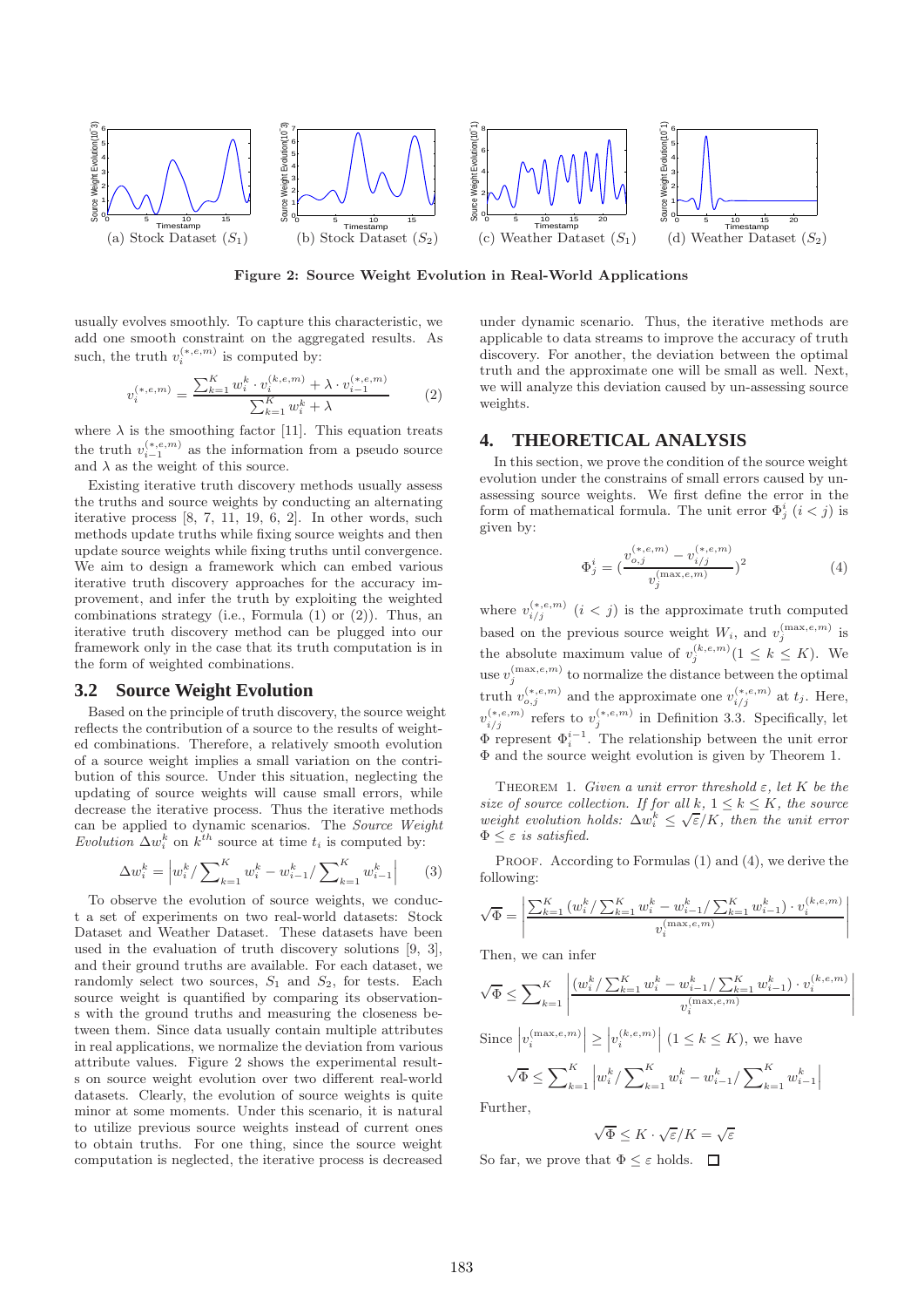(a) Stock Dataset ($S_1$) (b) Stock Dataset ($S_2$) (c) Weather Dataset ($S_1$) (d) Weather Dataset ($S_2$)

**Figure 2: Source Weight Evolution in Real-World Applications**

usually evolves smoothly. To capture this characteristic, we add one smooth constraint on the aggregated results. As such, the truth $v_i^{(*,e,m)}$ is computed by:

$$v_i^{(*,e,m)} = \frac{\sum_{k=1}^{K} w_i^k \cdot v_i^{(k,e,m)} + \lambda \cdot v_{i-1}^{(*,e,m)}}{\sum_{k=1}^{K} w_i^k + \lambda} \tag{2}$$

where $\lambda$ is the smoothing factor [11]. This equation treats the truth $v_{i-1}^{(*,e,m)}$ as the information from a pseudo source and $\lambda$ as the weight of this source.

Existing iterative truth discovery methods usually assess the truths and source weights by conducting an alternating iterative process [8, 7, 11, 19, 6, 2]. In other words, such methods update truths while fixing source weights and then update source weights while fixing truths until convergence. We aim to design a framework which can embed various iterative truth discovery approaches for the accuracy improvement, and infer the truth by exploiting the weighted combinations strategy (i.e., Formula (1) or (2)). Thus, an iterative truth discovery method can be plugged into our framework only in the case that its truth computation is in the form of weighted combinations.

## 3.2 Source Weight Evolution

Based on the principle of truth discovery, the source weight reflects the contribution of a source to the results of weighted combinations. Therefore, a relatively smooth evolution of a source weight implies a small variation on the contribution of this source. Under this situation, neglecting the updating of source weights will cause small errors, while decrease the iterative process. Thus the iterative methods can be applied to dynamic scenarios. The *Source Weight Evolution* $\Delta w_i^k$ on $k^{th}$ source at time $t_i$ is computed by:

$$\Delta w_i^k = \left| w_i^k / \sum_{k=1}^{K} w_i^k - w_{i-1}^k / \sum_{k=1}^{K} w_{i-1}^k \right| \tag{3}$$

To observe the evolution of source weights, we conduct a set of experiments on two real-world datasets: Stock Dataset and Weather Dataset. These datasets have been used in the evaluation of truth discovery solutions [9, 3], and their ground truths are available. For each dataset, we randomly select two sources, $S_1$ and $S_2$, for tests. Each source weight is quantified by comparing its observations with the ground truths and measuring the closeness between them. Since data usually contain multiple attributes in real applications, we normalize the deviation from various attribute values. Figure 2 shows the experimental results on source weight evolution over two different real-world datasets. Clearly, the evolution of source weights is quite minor at some moments. Under this scenario, it is natural to utilize previous source weights instead of current ones to obtain truths. For one thing, since the source weight computation is neglected, the iterative process is decreased under dynamic scenario. Thus, the iterative methods are applicable to data streams to improve the accuracy of truth discovery. For another, the deviation between the optimal truth and the approximate one will be small as well. Next, we will analyze this deviation caused by un-assessing source weights.

# 4. THEORETICAL ANALYSIS

In this section, we prove the condition of the source weight evolution under the constrains of small errors caused by un-assessing source weights. We first define the error in the form of mathematical formula. The unit error $\Phi_j^i$ $(i < j)$ is given by:

$$\Phi_j^i = \left(\frac{v_{o,j}^{(*,e,m)} - v_{i/j}^{(*,e,m)}}{v_j^{(\max,e,m)}}\right)^2 \tag{4}$$

where $v_{i/j}^{(*,e,m)}$ $(i < j)$ is the approximate truth computed based on the previous source weight $W_i$, and $v_j^{(\max,e,m)}$ is the absolute maximum value of $v_j^{(k,e,m)} (1 \leq k \leq K)$. We use $v_j^{(\max,e,m)}$ to normalize the distance between the optimal truth $v_{o,j}^{(*,e,m)}$ and the approximate one $v_{i/j}^{(*,e,m)}$ at $t_j$. Here, $v_{i/j}^{(*,e,m)}$ refers to $v_j^{(*,e,m)}$ in Definition 3.3. Specifically, let $\Phi$ represent $\Phi_i^{i-1}$. The relationship between the unit error $\Phi$ and the source weight evolution is given by Theorem 1.

THEOREM 1. *Given a unit error threshold $\varepsilon$, let $K$ be the size of source collection. If for all $k$, $1 \leq k \leq K$, the source weight evolution holds: $\Delta w_i^k \leq \sqrt{\varepsilon}/K$, then the unit error $\Phi \leq \varepsilon$ is satisfied.*

PROOF. According to Formulas (1) and (4), we derive the following:

$$\sqrt{\Phi} = \left| \frac{\sum_{k=1}^{K} (w_i^k / \sum_{k=1}^{K} w_i^k - w_{i-1}^k / \sum_{k=1}^{K} w_{i-1}^k) \cdot v_i^{(k,e,m)}}{v_i^{(\max,e,m)}} \right|$$

Then, we can infer

$$\sqrt{\Phi} \leq \sum_{k=1}^{K} \left| \frac{(w_i^k / \sum_{k=1}^{K} w_i^k - w_{i-1}^k / \sum_{k=1}^{K} w_{i-1}^k) \cdot v_i^{(k,e,m)}}{v_i^{(\max,e,m)}} \right|$$

Since $\left| v_i^{(\max,e,m)} \right| \geq \left| v_i^{(k,e,m)} \right|$ $(1 \leq k \leq K)$, we have

$$\sqrt{\Phi} \leq \sum_{k=1}^{K} \left| w_i^k / \sum_{k=1}^{K} w_i^k - w_{i-1}^k / \sum_{k=1}^{K} w_{i-1}^k \right|$$

Further,

$$\sqrt{\Phi} \leq K \cdot \sqrt{\varepsilon}/K = \sqrt{\varepsilon}$$

So far, we prove that $\Phi \leq \varepsilon$ holds. □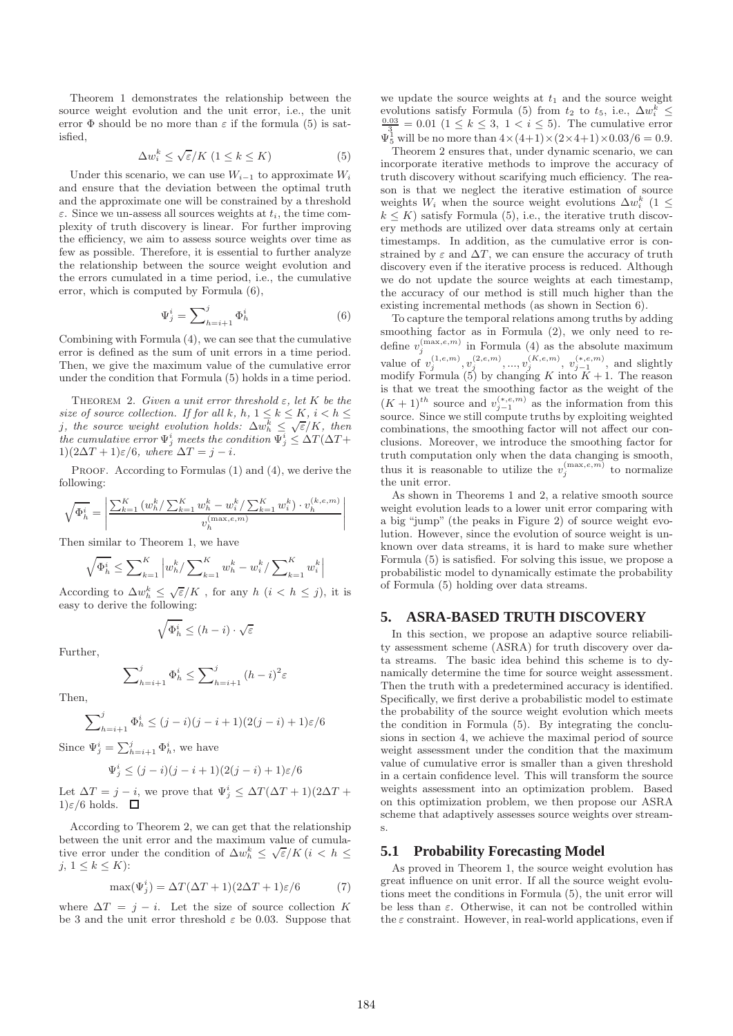Theorem 1 demonstrates the relationship between the source weight evolution and the unit error, i.e., the unit error $\Phi$ should be no more than $\varepsilon$ if the formula (5) is satisfied,

$$\Delta w_i^k \leq \sqrt{\varepsilon}/K \; (1 \leq k \leq K) \tag{5}$$

Under this scenario, we can use $W_{i-1}$ to approximate $W_i$ and ensure that the deviation between the optimal truth and the approximate one will be constrained by a threshold $\varepsilon$. Since we un-assess all sources weights at $t_i$, the time complexity of truth discovery is linear. For further improving the efficiency, we aim to assess source weights over time as few as possible. Therefore, it is essential to further analyze the relationship between the source weight evolution and the errors cumulated in a time period, i.e., the cumulative error, which is computed by Formula (6),

$$\Psi_j^i = \sum\nolimits_{h=i+1}^{j} \Phi_h^i \tag{6}$$

Combining with Formula (4), we can see that the cumulative error is defined as the sum of unit errors in a time period. Then, we give the maximum value of the cumulative error under the condition that Formula (5) holds in a time period.

Theorem 2. *Given a unit error threshold $\varepsilon$, let $K$ be the size of source collection. If for all $k$, $h$, $1 \leq k \leq K$, $i < h \leq j$, the source weight evolution holds: $\Delta w_h^k \leq \sqrt{\varepsilon}/K$, then the cumulative error $\Psi_j^i$ meets the condition $\Psi_j^i \leq \Delta T(\Delta T + 1)(2\Delta T + 1)\varepsilon/6$, where $\Delta T = j - i$.*

Proof. According to Formulas (1) and (4), we derive the following:

$$\sqrt{\Phi_h^i} = \left| \frac{\sum_{k=1}^{K} (w_h^k / \sum_{k=1}^{K} w_h^k - w_i^k / \sum_{k=1}^{K} w_i^k) \cdot v_h^{(k,e,m)}}{v_h^{(\max,e,m)}} \right|$$

Then similar to Theorem 1, we have

$$\sqrt{\Phi_h^i} \leq \sum\nolimits_{k=1}^{K} \left| w_h^k / \sum\nolimits_{k=1}^{K} w_h^k - w_i^k / \sum\nolimits_{k=1}^{K} w_i^k \right|$$

According to $\Delta w_h^k \leq \sqrt{\varepsilon}/K$ , for any $h$ $(i < h \leq j)$, it is easy to derive the following:

$$\sqrt{\Phi_h^i} \leq (h - i) \cdot \sqrt{\varepsilon}$$

Further,

$$\sum\nolimits_{h=i+1}^{j} \Phi_h^i \leq \sum\nolimits_{h=i+1}^{j} (h-i)^2 \varepsilon$$

Then,

$$\sum\nolimits_{h=i+1}^{j} \Phi_h^i \leq (j-i)(j-i+1)(2(j-i)+1)\varepsilon/6$$

Since $\Psi_j^i = \sum_{h=i+1}^{j} \Phi_h^i$, we have

$$\Psi_j^i \leq (j-i)(j-i+1)(2(j-i)+1)\varepsilon/6$$

Let $\Delta T = j - i$, we prove that $\Psi_j^i \leq \Delta T(\Delta T + 1)(2\Delta T + 1)\varepsilon/6$ holds. ☐

According to Theorem 2, we can get that the relationship between the unit error and the maximum value of cumulative error under the condition of $\Delta w_h^k \leq \sqrt{\varepsilon}/K \, (i < h \leq j, 1 \leq k \leq K)$:

$$\max(\Psi_j^i) = \Delta T(\Delta T + 1)(2\Delta T + 1)\varepsilon/6 \tag{7}$$

where $\Delta T = j - i$. Let the size of source collection $K$ be 3 and the unit error threshold $\varepsilon$ be 0.03. Suppose that we update the source weights at $t_1$ and the source weight evolutions satisfy Formula (5) from $t_2$ to $t_5$, i.e., $\Delta w_i^k \leq \frac{0.03}{3} = 0.01$ $(1 \leq k \leq 3, \; 1 < i \leq 5)$. The cumulative error $\Psi_5^1$ will be no more than $4 \times (4+1) \times (2 \times 4+1) \times 0.03/6 = 0.9$.

Theorem 2 ensures that, under dynamic scenario, we can incorporate iterative methods to improve the accuracy of truth discovery without scarifying much efficiency. The reason is that we neglect the iterative estimation of source weights $W_i$ when the source weight evolutions $\Delta w_i^k$ $(1 \leq k \leq K)$ satisfy Formula (5), i.e., the iterative truth discovery methods are utilized over data streams only at certain timestamps. In addition, as the cumulative error is constrained by $\varepsilon$ and $\Delta T$, we can ensure the accuracy of truth discovery even if the iterative process is reduced. Although we do not update the source weights at each timestamp, the accuracy of our method is still much higher than the existing incremental methods (as shown in Section 6).

To capture the temporal relations among truths by adding smoothing factor as in Formula (2), we only need to redefine $v_j^{(\max,e,m)}$ in Formula (4) as the absolute maximum value of $v_j^{(1,e,m)}, v_j^{(2,e,m)}, ..., v_j^{(K,e,m)}, \; v_{j-1}^{(*,e,m)}$, and slightly modify Formula (5) by changing $K$ into $K + 1$. The reason is that we treat the smoothing factor as the weight of the $(K+1)^{th}$ source and $v_{j-1}^{(*,e,m)}$ as the information from this source. Since we still compute truths by exploiting weighted combinations, the smoothing factor will not affect our conclusions. Moreover, we introduce the smoothing factor for truth computation only when the data changing is smooth, thus it is reasonable to utilize the $v_j^{(\max,e,m)}$ to normalize the unit error.

As shown in Theorems 1 and 2, a relative smooth source weight evolution leads to a lower unit error comparing with a big "jump" (the peaks in Figure 2) of source weight evolution. However, since the evolution of source weight is unknown over data streams, it is hard to make sure whether Formula (5) is satisfied. For solving this issue, we propose a probabilistic model to dynamically estimate the probability of Formula (5) holding over data streams.

## 5. ASRA-BASED TRUTH DISCOVERY

In this section, we propose an adaptive source reliability assessment scheme (ASRA) for truth discovery over data streams. The basic idea behind this scheme is to dynamically determine the time for source weight assessment. Then the truth with a predetermined accuracy is identified. Specifically, we first derive a probabilistic model to estimate the probability of the source weight evolution which meets the condition in Formula (5). By integrating the conclusions in section 4, we achieve the maximal period of source weight assessment under the condition that the maximum value of cumulative error is smaller than a given threshold in a certain confidence level. This will transform the source weights assessment into an optimization problem. Based on this optimization problem, we then propose our ASRA scheme that adaptively assesses source weights over streams.

### 5.1 Probability Forecasting Model

As proved in Theorem 1, the source weight evolution has great influence on unit error. If all the source weight evolutions meet the conditions in Formula (5), the unit error will be less than $\varepsilon$. Otherwise, it can not be controlled within the $\varepsilon$ constraint. However, in real-world applications, even if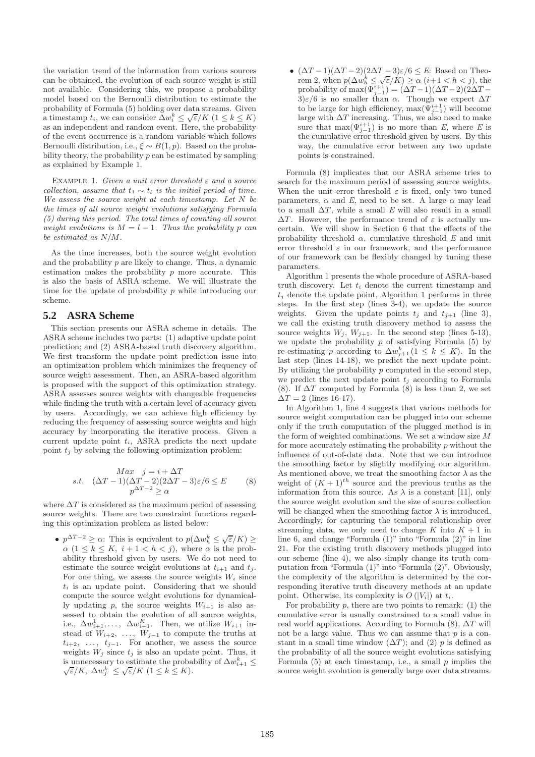the variation trend of the information from various sources can be obtained, the evolution of each source weight is still not available. Considering this, we propose a probability model based on the Bernoulli distribution to estimate the probability of Formula (5) holding over data streams. Given a timestamp $t_i$, we can consider $\Delta w_i^k \leq \sqrt{\varepsilon}/K$ $(1 \leq k \leq K)$ as an independent and random event. Here, the probability of the event occurrence is a random variable which follows Bernoulli distribution, i.e., $\xi \sim B(1, p)$. Based on the probability theory, the probability $p$ can be estimated by sampling as explained by Example 1.

Example 1. *Given a unit error threshold $\varepsilon$ and a source collection, assume that $t_1 \sim t_l$ is the initial period of time. We assess the source weight at each timestamp. Let $N$ be the times of all source weight evolutions satisfying Formula (5) during this period. The total times of counting all source weight evolutions is $M = l - 1$. Thus the probability $p$ can be estimated as $N/M$.*

As the time increases, both the source weight evolution and the probability $p$ are likely to change. Thus, a dynamic estimation makes the probability $p$ more accurate. This is also the basis of ASRA scheme. We will illustrate the time for the update of probability $p$ while introducing our scheme.

## 5.2 ASRA Scheme

This section presents our ASRA scheme in details. The ASRA scheme includes two parts: (1) adaptive update point prediction; and (2) ASRA-based truth discovery algorithm. We first transform the update point prediction issue into an optimization problem which minimizes the frequency of source weight assessment. Then, an ASRA-based algorithm is proposed with the support of this optimization strategy. ASRA assesses source weights with changeable frequencies while finding the truth with a certain level of accuracy given by users. Accordingly, we can achieve high efficiency by reducing the frequency of assessing source weights and high accuracy by incorporating the iterative process. Given a current update point $t_i$, ASRA predicts the next update point $t_j$ by solving the following optimization problem:

$$\begin{aligned} &Max \quad j = i + \Delta T \\ s.t. \quad &(\Delta T - 1)(\Delta T - 2)(2\Delta T - 3)\varepsilon/6 \leq E \\ &p^{\Delta T - 2} \geq \alpha \end{aligned} \tag{8}$$

where $\Delta T$ is considered as the maximum period of assessing source weights. There are two constraint functions regarding this optimization problem as listed below:

- $p^{\Delta T-2} \geq \alpha$: This is equivalent to $p(\Delta w_h^k \leq \sqrt{\varepsilon}/K) \geq \alpha$ $(1 \leq k \leq K,\ i+1 < h < j)$, where $\alpha$ is the probability threshold given by users. We do not need to estimate the source weight evolutions at $t_{i+1}$ and $t_j$. For one thing, we assess the source weights $W_i$ since $t_i$ is an update point. Considering that we should compute the source weight evolutions for dynamically updating $p$, the source weights $W_{i+1}$ is also assessed to obtain the evolution of all source weights, i.e., $\Delta w_{i+1}^1, \ldots, \Delta w_{i+1}^K$. Then, we utilize $W_{i+1}$ instead of $W_{i+2}, \ldots, W_{j-1}$ to compute the truths at $t_{i+2}, \ldots, t_{j-1}$. For another, we assess the source weights $W_j$ since $t_j$ is also an update point. Thus, it is unnecessary to estimate the probability of $\Delta w_{i+1}^k \leq \sqrt{\varepsilon}/K$, $\Delta w_j^k \leq \sqrt{\varepsilon}/K$ $(1 \leq k \leq K)$.
- $(\Delta T - 1)(\Delta T - 2)(2\Delta T - 3)\varepsilon/6 \leq E$: Based on Theorem 2, when $p(\Delta w_h^k \leq \sqrt{\varepsilon}/K) \geq \alpha$ $(i+1 < h < j)$, the probability of $\max(\Psi_{j-1}^{i+1}) = (\Delta T-1)(\Delta T-2)(2\Delta T-3)\varepsilon/6$ is no smaller than $\alpha$. Though we expect $\Delta T$ to be large for high efficiency, $\max(\Psi_{j-1}^{i+1})$ will become large with $\Delta T$ increasing. Thus, we also need to make sure that $\max(\Psi_{j-1}^{i+1})$ is no more than $E$, where $E$ is the cumulative error threshold given by users. By this way, the cumulative error between any two update points is constrained.

Formula (8) implicates that our ASRA scheme tries to search for the maximum period of assessing source weights. When the unit error threshold $\varepsilon$ is fixed, only two tuned parameters, $\alpha$ and $E$, need to be set. A large $\alpha$ may lead to a small $\Delta T$, while a small $E$ will also result in a small $\Delta T$. However, the performance trend of $\varepsilon$ is actually uncertain. We will show in Section 6 that the effects of the probability threshold $\alpha$, cumulative threshold $E$ and unit error threshold $\varepsilon$ in our framework, and the performance of our framework can be flexibly changed by tuning these parameters.

Algorithm 1 presents the whole procedure of ASRA-based truth discovery. Let $t_i$ denote the current timestamp and $t_j$ denote the update point, Algorithm 1 performs in three steps. In the first step (lines 3-4), we update the source weights. Given the update points $t_j$ and $t_{j+1}$ (line 3), we call the existing truth discovery method to assess the source weights $W_j$, $W_{j+1}$. In the second step (lines 5-13), we update the probability $p$ of satisfying Formula (5) by re-estimating $p$ according to $\Delta w_{j+1}^k (1 \leq k \leq K)$. In the last step (lines 14-18), we predict the next update point. By utilizing the probability $p$ computed in the second step, we predict the next update point $t_j$ according to Formula (8). If $\Delta T$ computed by Formula (8) is less than 2, we set $\Delta T = 2$ (lines 16-17).

In Algorithm 1, line 4 suggests that various methods for source weight computation can be plugged into our scheme only if the truth computation of the plugged method is in the form of weighted combinations. We set a window size $M$ for more accurately estimating the probability $p$ without the influence of out-of-date data. Note that we can introduce the smoothing factor by slightly modifying our algorithm. As mentioned above, we treat the smoothing factor $\lambda$ as the weight of $(K+1)^{th}$ source and the previous truths as the information from this source. As $\lambda$ is a constant [11], only the source weight evolution and the size of source collection will be changed when the smoothing factor $\lambda$ is introduced. Accordingly, for capturing the temporal relationship over streaming data, we only need to change $K$ into $K+1$ in line 6, and change "Formula (1)" into "Formula (2)" in line 21. For the existing truth discovery methods plugged into our scheme (line 4), we also simply change its truth computation from "Formula (1)" into "Formula (2)". Obviously, the complexity of the algorithm is determined by the corresponding iterative truth discovery methods at an update point. Otherwise, its complexity is $O(|V_i|)$ at $t_i$.

For probability $p$, there are two points to remark: (1) the cumulative error is usually constrained to a small value in real world applications. According to Formula (8), $\Delta T$ will not be a large value. Thus we can assume that $p$ is a constant in a small time window ($\Delta T$); and (2) $p$ is defined as the probability of all the source weight evolutions satisfying Formula (5) at each timestamp, i.e., a small $p$ implies the source weight evolution is generally large over data streams.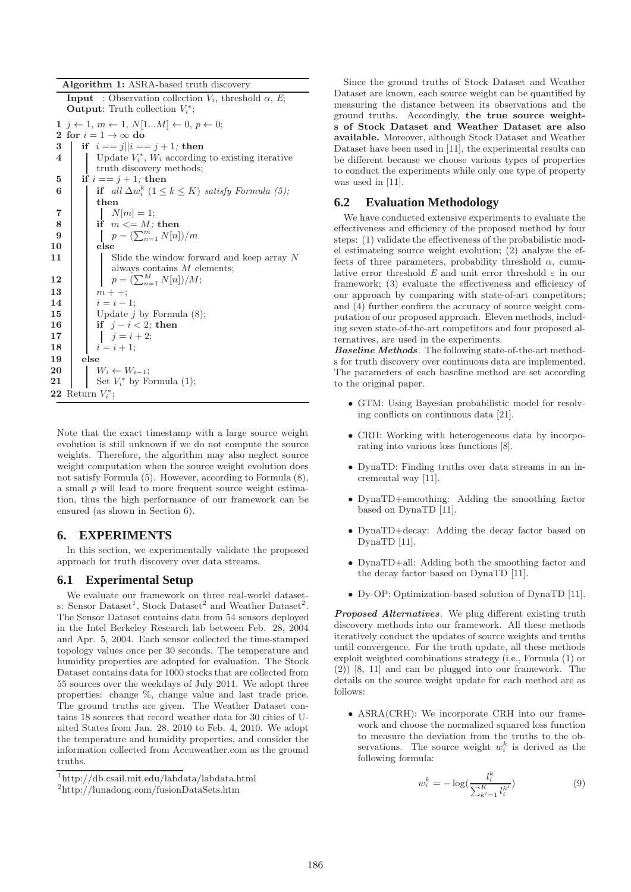**Algorithm 1:** ASRA-based truth discovery

```
Input  : Observation collection V_i, threshold α, E;
Output: Truth collection V_i^*;
1  j ← 1, m ← 1, N[1...M] ← 0, p ← 0;
2  for i = 1 → ∞ do
3      if i == j||i == j + 1; then
4          Update V_i^*, W_i according to existing iterative
           truth discovery methods;
5      if i == j + 1; then
6          if all Δw_i^k (1 ≤ k ≤ K) satisfy Formula (5);
           then
7              N[m] = 1;
8          if m <= M; then
9              p = (Σ_{n=1}^{m} N[n])/m
10         else
11             Slide the window forward and keep array N
               always contains M elements;
12             p = (Σ_{n=1}^{M} N[n])/M;
13         m + +;
14         i = i − 1;
15         Update j by Formula (8);
16         if j − i < 2; then
17             j = i + 2;
18         i = i + 1;
19     else
20         W_i ← W_{i−1};
21         Set V_i^* by Formula (1);
22 Return V_i^*;
```

Note that the exact timestamp with a large source weight evolution is still unknown if we do not compute the source weights. Therefore, the algorithm may also neglect source weight computation when the source weight evolution does not satisfy Formula (5). However, according to Formula (8), a small $p$ will lead to more frequent source weight estimation, thus the high performance of our framework can be ensured (as shown in Section 6).

## 6. EXPERIMENTS

In this section, we experimentally validate the proposed approach for truth discovery over data streams.

### 6.1 Experimental Setup

We evaluate our framework on three real-world datasets: Sensor Dataset[1], Stock Dataset[2] and Weather Dataset[2]. The Sensor Dataset contains data from 54 sensors deployed in the Intel Berkeley Research lab between Feb. 28, 2004 and Apr. 5, 2004. Each sensor collected the time-stamped topology values once per 30 seconds. The temperature and humidity properties are adopted for evaluation. The Stock Dataset contains data for 1000 stocks that are collected from 55 sources over the weekdays of July 2011. We adopt three properties: change %, change value and last trade price. The ground truths are given. The Weather Dataset contains 18 sources that record weather data for 30 cities of United States from Jan. 28, 2010 to Feb. 4, 2010. We adopt the temperature and humidity properties, and consider the information collected from Accuweather.com as the ground truths.

[1]http://db.csail.mit.edu/labdata/labdata.html
[2]http://lunadong.com/fusionDataSets.htm

Since the ground truths of Stock Dataset and Weather Dataset are known, each source weight can be quantified by measuring the distance between its observations and the ground truths. Accordingly, **the true source weights of Stock Dataset and Weather Dataset are also available.** Moreover, although Stock Dataset and Weather Dataset have been used in [11], the experimental results can be different because we choose various types of properties to conduct the experiments while only one type of property was used in [11].

### 6.2 Evaluation Methodology

We have conducted extensive experiments to evaluate the effectiveness and efficiency of the proposed method by four steps: (1) validate the effectiveness of the probabilistic model estimateing source weight evolution; (2) analyze the effects of three parameters, probability threshold $\alpha$, cumulative error threshold $E$ and unit error threshold $\varepsilon$ in our framework; (3) evaluate the effectiveness and efficiency of our approach by comparing with state-of-art competitors; and (4) further confirm the accuracy of source weight computation of our proposed approach. Eleven methods, including seven state-of-the-art competitors and four proposed alternatives, are used in the experiments.

***Baseline Methods***. The following state-of-the-art methods for truth discovery over continuous data are implemented. The parameters of each baseline method are set according to the original paper.

- GTM: Using Bayesian probabilistic model for resolving conflicts on continuous data [21].
- CRH: Working with heterogeneous data by incorporating into various loss functions [8].
- DynaTD: Finding truths over data streams in an incremental way [11].
- DynaTD+smoothing: Adding the smoothing factor based on DynaTD [11].
- DynaTD+decay: Adding the decay factor based on DynaTD [11].
- DynaTD+all: Adding both the smoothing factor and the decay factor based on DynaTD [11].
- Dy-OP: Optimization-based solution of DynaTD [11].

***Proposed Alternatives***. We plug different existing truth discovery methods into our framework. All these methods iteratively conduct the updates of source weights and truths until convergence. For the truth update, all these methods exploit weighted combinations strategy (i.e., Formula (1) or (2)) [8, 11] and can be plugged into our framework. The details on the source weight update for each method are as follows:

- ASRA(CRH): We incorporate CRH into our framework and choose the normalized squared loss function to measure the deviation from the truths to the observations. The source weight $w_i^k$ is derived as the following formula:

$$w_i^k = -\log\left(\frac{l_i^k}{\sum_{k'=1}^{K} l_i^{k'}}\right) \tag{9}$$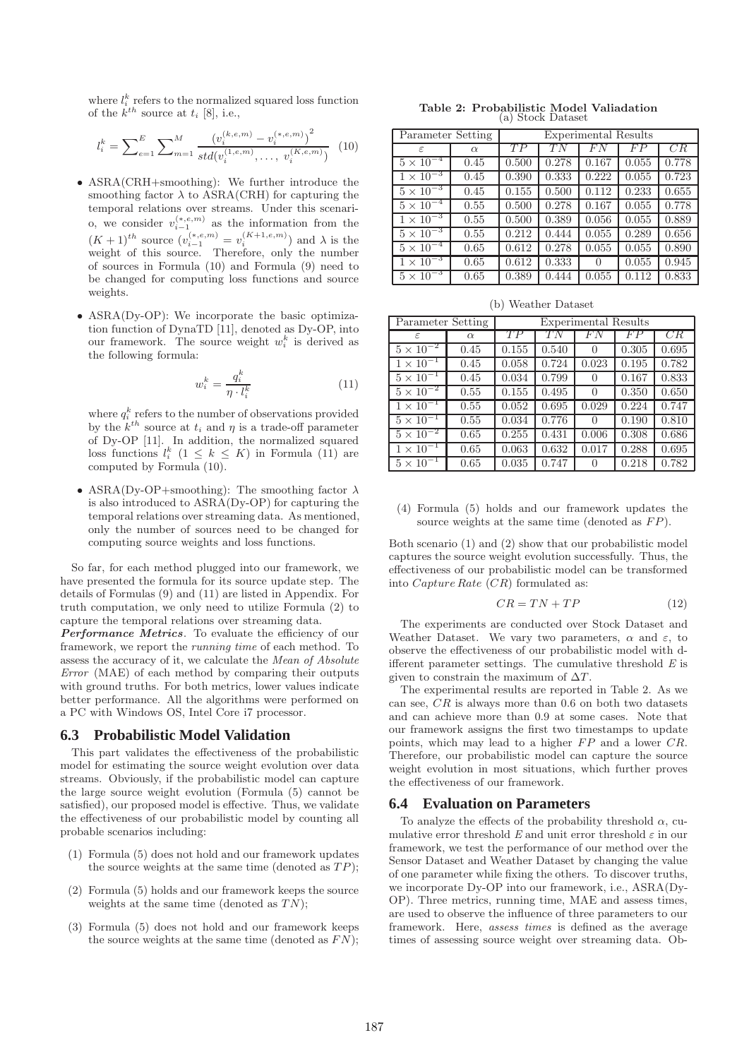where $l_i^k$ refers to the normalized squared loss function of the $k^{th}$ source at $t_i$ [8], i.e.,

$$l_i^k = \sum_{e=1}^{E} \sum_{m=1}^{M} \frac{\left(v_i^{(k,e,m)} - v_i^{(*,e,m)}\right)^2}{std(v_i^{(1,e,m)}, \ldots, v_i^{(K,e,m)})} \quad (10)$$

- ASRA(CRH+smoothing): We further introduce the smoothing factor $\lambda$ to ASRA(CRH) for capturing the temporal relations over streams. Under this scenario, we consider $v_{i-1}^{(*,e,m)}$ as the information from the $(K+1)^{th}$ source ($v_{i-1}^{(*,e,m)} = v_i^{(K+1,e,m)}$) and $\lambda$ is the weight of this source. Therefore, only the number of sources in Formula (10) and Formula (9) need to be changed for computing loss functions and source weights.
- ASRA(Dy-OP): We incorporate the basic optimization function of DynaTD [11], denoted as Dy-OP, into our framework. The source weight $w_i^k$ is derived as the following formula:

$$w_i^k = \frac{q_i^k}{\eta \cdot l_i^k} \quad (11)$$

where $q_i^k$ refers to the number of observations provided by the $k^{th}$ source at $t_i$ and $\eta$ is a trade-off parameter of Dy-OP [11]. In addition, the normalized squared loss functions $l_i^k$ $(1 \leq k \leq K)$ in Formula (11) are computed by Formula (10).
- ASRA(Dy-OP+smoothing): The smoothing factor $\lambda$ is also introduced to ASRA(Dy-OP) for capturing the temporal relations over streaming data. As mentioned, only the number of sources need to be changed for computing source weights and loss functions.

So far, for each method plugged into our framework, we have presented the formula for its source update step. The details of Formulas (9) and (11) are listed in Appendix. For truth computation, we only need to utilize Formula (2) to capture the temporal relations over streaming data.

***Performance Metrics***. To evaluate the efficiency of our framework, we report the *running time* of each method. To assess the accuracy of it, we calculate the *Mean of Absolute Error* (MAE) of each method by comparing their outputs with ground truths. For both metrics, lower values indicate better performance. All the algorithms were performed on a PC with Windows OS, Intel Core i7 processor.

## 6.3 Probabilistic Model Validation

This part validates the effectiveness of the probabilistic model for estimating the source weight evolution over data streams. Obviously, if the probabilistic model can capture the large source weight evolution (Formula (5) cannot be satisfied), our proposed model is effective. Thus, we validate the effectiveness of our probabilistic model by counting all probable scenarios including:

(1) Formula (5) does not hold and our framework updates the source weights at the same time (denoted as $TP$);

(2) Formula (5) holds and our framework keeps the source weights at the same time (denoted as $TN$);

(3) Formula (5) does not hold and our framework keeps the source weights at the same time (denoted as $FN$);

(4) Formula (5) holds and our framework updates the source weights at the same time (denoted as $FP$).

Both scenario (1) and (2) show that our probabilistic model captures the source weight evolution successfully. Thus, the effectiveness of our probabilistic model can be transformed into *Capture Rate* ($CR$) formulated as:

$$CR = TN + TP \quad (12)$$

The experiments are conducted over Stock Dataset and Weather Dataset. We vary two parameters, $\alpha$ and $\varepsilon$, to observe the effectiveness of our probabilistic model with different parameter settings. The cumulative threshold $E$ is given to constrain the maximum of $\Delta T$.

The experimental results are reported in Table 2. As we can see, $CR$ is always more than 0.6 on both two datasets and can achieve more than 0.9 at some cases. Note that our framework assigns the first two timestamps to update points, which may lead to a higher $FP$ and a lower $CR$. Therefore, our probabilistic model can capture the source weight evolution in most situations, which further proves the effectiveness of our framework.

**Table 2: Probabilistic Model Valiadation**

(a) Stock Dataset

| Parameter Setting | | Experimental Results | | | | |
|---|---|---|---|---|---|---|
| $\varepsilon$ | $\alpha$ | $TP$ | $TN$ | $FN$ | $FP$ | $CR$ |
| $5 \times 10^{-4}$ | 0.45 | 0.500 | 0.278 | 0.167 | 0.055 | 0.778 |
| $1 \times 10^{-3}$ | 0.45 | 0.390 | 0.333 | 0.222 | 0.055 | 0.723 |
| $5 \times 10^{-3}$ | 0.45 | 0.155 | 0.500 | 0.112 | 0.233 | 0.655 |
| $5 \times 10^{-4}$ | 0.55 | 0.500 | 0.278 | 0.167 | 0.055 | 0.778 |
| $1 \times 10^{-3}$ | 0.55 | 0.500 | 0.389 | 0.056 | 0.055 | 0.889 |
| $5 \times 10^{-3}$ | 0.55 | 0.212 | 0.444 | 0.055 | 0.289 | 0.656 |
| $5 \times 10^{-4}$ | 0.65 | 0.612 | 0.278 | 0.055 | 0.055 | 0.890 |
| $1 \times 10^{-3}$ | 0.65 | 0.612 | 0.333 | 0 | 0.055 | 0.945 |
| $5 \times 10^{-3}$ | 0.65 | 0.389 | 0.444 | 0.055 | 0.112 | 0.833 |

(b) Weather Dataset

| Parameter Setting | | Experimental Results | | | | |
|---|---|---|---|---|---|---|
| $\varepsilon$ | $\alpha$ | $TP$ | $TN$ | $FN$ | $FP$ | $CR$ |
| $5 \times 10^{-2}$ | 0.45 | 0.155 | 0.540 | 0 | 0.305 | 0.695 |
| $1 \times 10^{-1}$ | 0.45 | 0.058 | 0.724 | 0.023 | 0.195 | 0.782 |
| $5 \times 10^{-1}$ | 0.45 | 0.034 | 0.799 | 0 | 0.167 | 0.833 |
| $5 \times 10^{-2}$ | 0.55 | 0.155 | 0.495 | 0 | 0.350 | 0.650 |
| $1 \times 10^{-1}$ | 0.55 | 0.052 | 0.695 | 0.029 | 0.224 | 0.747 |
| $5 \times 10^{-1}$ | 0.55 | 0.034 | 0.776 | 0 | 0.190 | 0.810 |
| $5 \times 10^{-2}$ | 0.65 | 0.255 | 0.431 | 0.006 | 0.308 | 0.686 |
| $1 \times 10^{-1}$ | 0.65 | 0.063 | 0.632 | 0.017 | 0.288 | 0.695 |
| $5 \times 10^{-1}$ | 0.65 | 0.035 | 0.747 | 0 | 0.218 | 0.782 |

## 6.4 Evaluation on Parameters

To analyze the effects of the probability threshold $\alpha$, cumulative error threshold $E$ and unit error threshold $\varepsilon$ in our framework, we test the performance of our method over the Sensor Dataset and Weather Dataset by changing the value of one parameter while fixing the others. To discover truths, we incorporate Dy-OP into our framework, i.e., ASRA(Dy-OP). Three metrics, running time, MAE and assess times, are used to observe the influence of three parameters to our framework. Here, *assess times* is defined as the average times of assessing source weight over streaming data. Ob-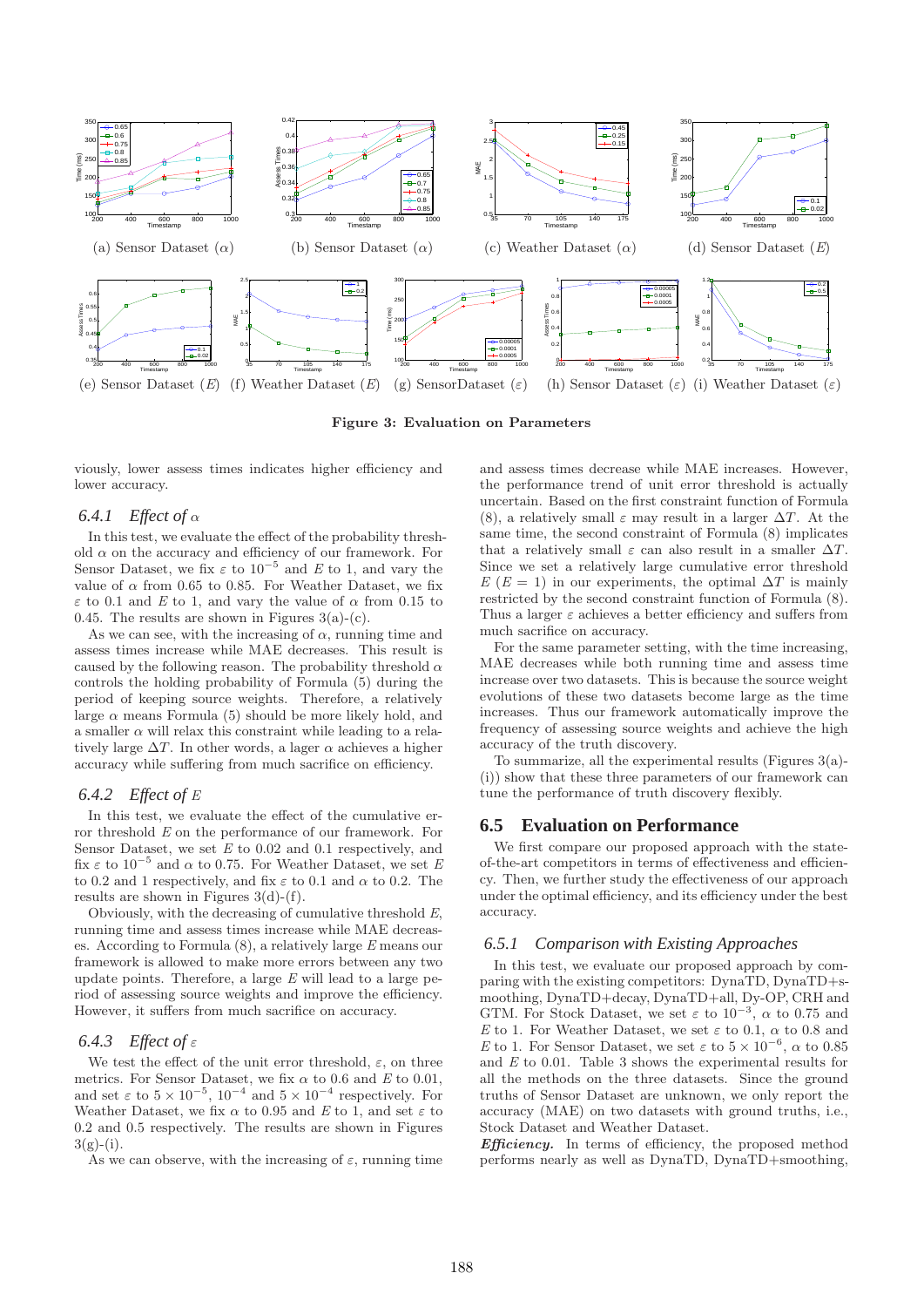(a) Sensor Dataset ($\alpha$) (b) Sensor Dataset ($\alpha$) (c) Weather Dataset ($\alpha$) (d) Sensor Dataset ($E$)

(e) Sensor Dataset ($E$) (f) Weather Dataset ($E$) (g) SensorDataset ($\varepsilon$) (h) Sensor Dataset ($\varepsilon$) (i) Weather Dataset ($\varepsilon$)

**Figure 3: Evaluation on Parameters**

viously, lower assess times indicates higher efficiency and lower accuracy.

### 6.4.1 Effect of $\alpha$

In this test, we evaluate the effect of the probability threshold $\alpha$ on the accuracy and efficiency of our framework. For Sensor Dataset, we fix $\varepsilon$ to $10^{-5}$ and $E$ to 1, and vary the value of $\alpha$ from 0.65 to 0.85. For Weather Dataset, we fix $\varepsilon$ to 0.1 and $E$ to 1, and vary the value of $\alpha$ from 0.15 to 0.45. The results are shown in Figures 3(a)-(c).

As we can see, with the increasing of $\alpha$, running time and assess times increase while MAE decreases. This result is caused by the following reason. The probability threshold $\alpha$ controls the holding probability of Formula (5) during the period of keeping source weights. Therefore, a relatively large $\alpha$ means Formula (5) should be more likely hold, and a smaller $\alpha$ will relax this constraint while leading to a relatively large $\Delta T$. In other words, a lager $\alpha$ achieves a higher accuracy while suffering from much sacrifice on efficiency.

### 6.4.2 Effect of $E$

In this test, we evaluate the effect of the cumulative error threshold $E$ on the performance of our framework. For Sensor Dataset, we set $E$ to 0.02 and 0.1 respectively, and fix $\varepsilon$ to $10^{-5}$ and $\alpha$ to 0.75. For Weather Dataset, we set $E$ to 0.2 and 1 respectively, and fix $\varepsilon$ to 0.1 and $\alpha$ to 0.2. The results are shown in Figures 3(d)-(f).

Obviously, with the decreasing of cumulative threshold $E$, running time and assess times increase while MAE decreases. According to Formula (8), a relatively large $E$ means our framework is allowed to make more errors between any two update points. Therefore, a large $E$ will lead to a large period of assessing source weights and improve the efficiency. However, it suffers from much sacrifice on accuracy.

### 6.4.3 Effect of $\varepsilon$

We test the effect of the unit error threshold, $\varepsilon$, on three metrics. For Sensor Dataset, we fix $\alpha$ to 0.6 and $E$ to 0.01, and set $\varepsilon$ to $5 \times 10^{-5}$, $10^{-4}$ and $5 \times 10^{-4}$ respectively. For Weather Dataset, we fix $\alpha$ to 0.95 and $E$ to 1, and set $\varepsilon$ to 0.2 and 0.5 respectively. The results are shown in Figures 3(g)-(i).

As we can observe, with the increasing of $\varepsilon$, running time and assess times decrease while MAE increases. However, the performance trend of unit error threshold is actually uncertain. Based on the first constraint function of Formula (8), a relatively small $\varepsilon$ may result in a larger $\Delta T$. At the same time, the second constraint of Formula (8) implicates that a relatively small $\varepsilon$ can also result in a smaller $\Delta T$. Since we set a relatively large cumulative error threshold $E$ ($E = 1$) in our experiments, the optimal $\Delta T$ is mainly restricted by the second constraint function of Formula (8). Thus a larger $\varepsilon$ achieves a better efficiency and suffers from much sacrifice on accuracy.

For the same parameter setting, with the time increasing, MAE decreases while both running time and assess time increase over two datasets. This is because the source weight evolutions of these two datasets become large as the time increases. Thus our framework automatically improve the frequency of assessing source weights and achieve the high accuracy of the truth discovery.

To summarize, all the experimental results (Figures 3(a)-(i)) show that these three parameters of our framework can tune the performance of truth discovery flexibly.

## 6.5 Evaluation on Performance

We first compare our proposed approach with the state-of-the-art competitors in terms of effectiveness and efficiency. Then, we further study the effectiveness of our approach under the optimal efficiency, and its efficiency under the best accuracy.

### 6.5.1 Comparison with Existing Approaches

In this test, we evaluate our proposed approach by comparing with the existing competitors: DynaTD, DynaTD+smoothing, DynaTD+decay, DynaTD+all, Dy-OP, CRH and GTM. For Stock Dataset, we set $\varepsilon$ to $10^{-3}$, $\alpha$ to 0.75 and $E$ to 1. For Weather Dataset, we set $\varepsilon$ to 0.1, $\alpha$ to 0.8 and $E$ to 1. For Sensor Dataset, we set $\varepsilon$ to $5 \times 10^{-6}$, $\alpha$ to 0.85 and $E$ to 0.01. Table 3 shows the experimental results for all the methods on the three datasets. Since the ground truths of Sensor Dataset are unknown, we only report the accuracy (MAE) on two datasets with ground truths, i.e., Stock Dataset and Weather Dataset.

***Efficiency.*** In terms of efficiency, the proposed method performs nearly as well as DynaTD, DynaTD+smoothing,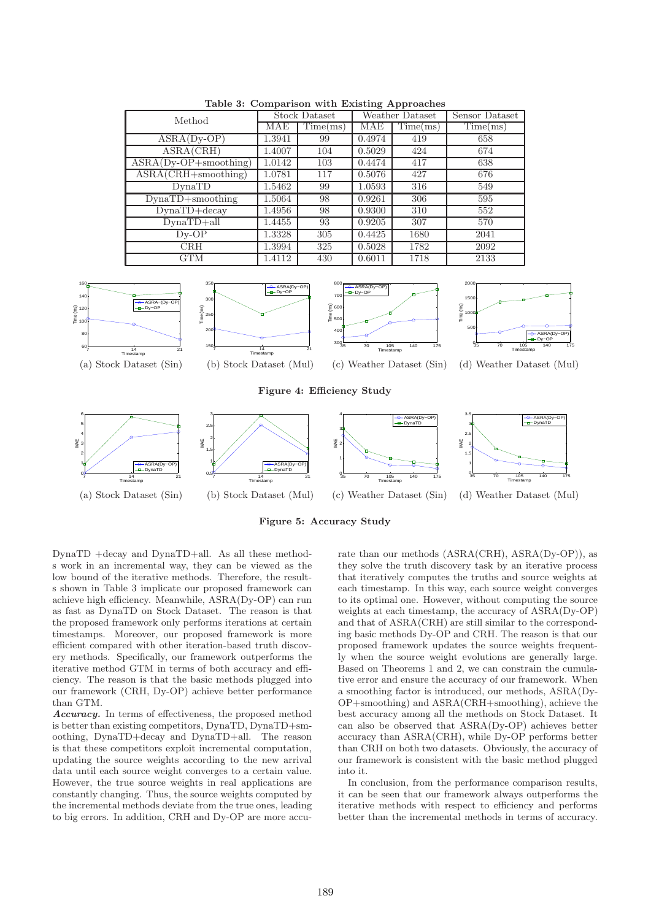**Table 3: Comparison with Existing Approaches**

| Method | Stock Dataset | | Weather Dataset | | Sensor Dataset |
|---|---|---|---|---|---|
| | MAE | Time(ms) | MAE | Time(ms) | Time(ms) |
| ASRA(Dy-OP) | 1.3941 | 99 | 0.4974 | 419 | 658 |
| ASRA(CRH) | 1.4007 | 104 | 0.5029 | 424 | 674 |
| ASRA(Dy-OP+smoothing) | 1.0142 | 103 | 0.4474 | 417 | 638 |
| ASRA(CRH+smoothing) | 1.0781 | 117 | 0.5076 | 427 | 676 |
| DynaTD | 1.5462 | 99 | 1.0593 | 316 | 549 |
| DynaTD+smoothing | 1.5064 | 98 | 0.9261 | 306 | 595 |
| DynaTD+decay | 1.4956 | 98 | 0.9300 | 310 | 552 |
| DynaTD+all | 1.4455 | 93 | 0.9205 | 307 | 570 |
| Dy-OP | 1.3328 | 305 | 0.4425 | 1680 | 2041 |
| CRH | 1.3994 | 325 | 0.5028 | 1782 | 2092 |
| GTM | 1.4112 | 430 | 0.6011 | 1718 | 2133 |

(a) Stock Dataset (Sin) (b) Stock Dataset (Mul) (c) Weather Dataset (Sin) (d) Weather Dataset (Mul)

**Figure 4: Efficiency Study**

(a) Stock Dataset (Sin) (b) Stock Dataset (Mul) (c) Weather Dataset (Sin) (d) Weather Dataset (Mul)

**Figure 5: Accuracy Study**

DynaTD +decay and DynaTD+all. As all these methods work in an incremental way, they can be viewed as the low bound of the iterative methods. Therefore, the results shown in Table 3 implicate our proposed framework can achieve high efficiency. Meanwhile, ASRA(Dy-OP) can run as fast as DynaTD on Stock Dataset. The reason is that the proposed framework only performs iterations at certain timestamps. Moreover, our proposed framework is more efficient compared with other iteration-based truth discovery methods. Specifically, our framework outperforms the iterative method GTM in terms of both accuracy and efficiency. The reason is that the basic methods plugged into our framework (CRH, Dy-OP) achieve better performance than GTM.

***Accuracy.*** In terms of effectiveness, the proposed method is better than existing competitors, DynaTD, DynaTD+smoothing, DynaTD+decay and DynaTD+all. The reason is that these competitors exploit incremental computation, updating the source weights according to the new arrival data until each source weight converges to a certain value. However, the true source weights in real applications are constantly changing. Thus, the source weights computed by the incremental methods deviate from the true ones, leading to big errors. In addition, CRH and Dy-OP are more accurate than our methods (ASRA(CRH), ASRA(Dy-OP)), as they solve the truth discovery task by an iterative process that iteratively computes the truths and source weights at each timestamp. In this way, each source weight converges to its optimal one. However, without computing the source weights at each timestamp, the accuracy of ASRA(Dy-OP) and that of ASRA(CRH) are still similar to the corresponding basic methods Dy-OP and CRH. The reason is that our proposed framework updates the source weights frequently when the source weight evolutions are generally large. Based on Theorems 1 and 2, we can constrain the cumulative error and ensure the accuracy of our framework. When a smoothing factor is introduced, our methods, ASRA(Dy-OP+smoothing) and ASRA(CRH+smoothing), achieve the best accuracy among all the methods on Stock Dataset. It can also be observed that ASRA(Dy-OP) achieves better accuracy than ASRA(CRH), while Dy-OP performs better than CRH on both two datasets. Obviously, the accuracy of our framework is consistent with the basic method plugged into it.

In conclusion, from the performance comparison results, it can be seen that our framework always outperforms the iterative methods with respect to efficiency and performs better than the incremental methods in terms of accuracy.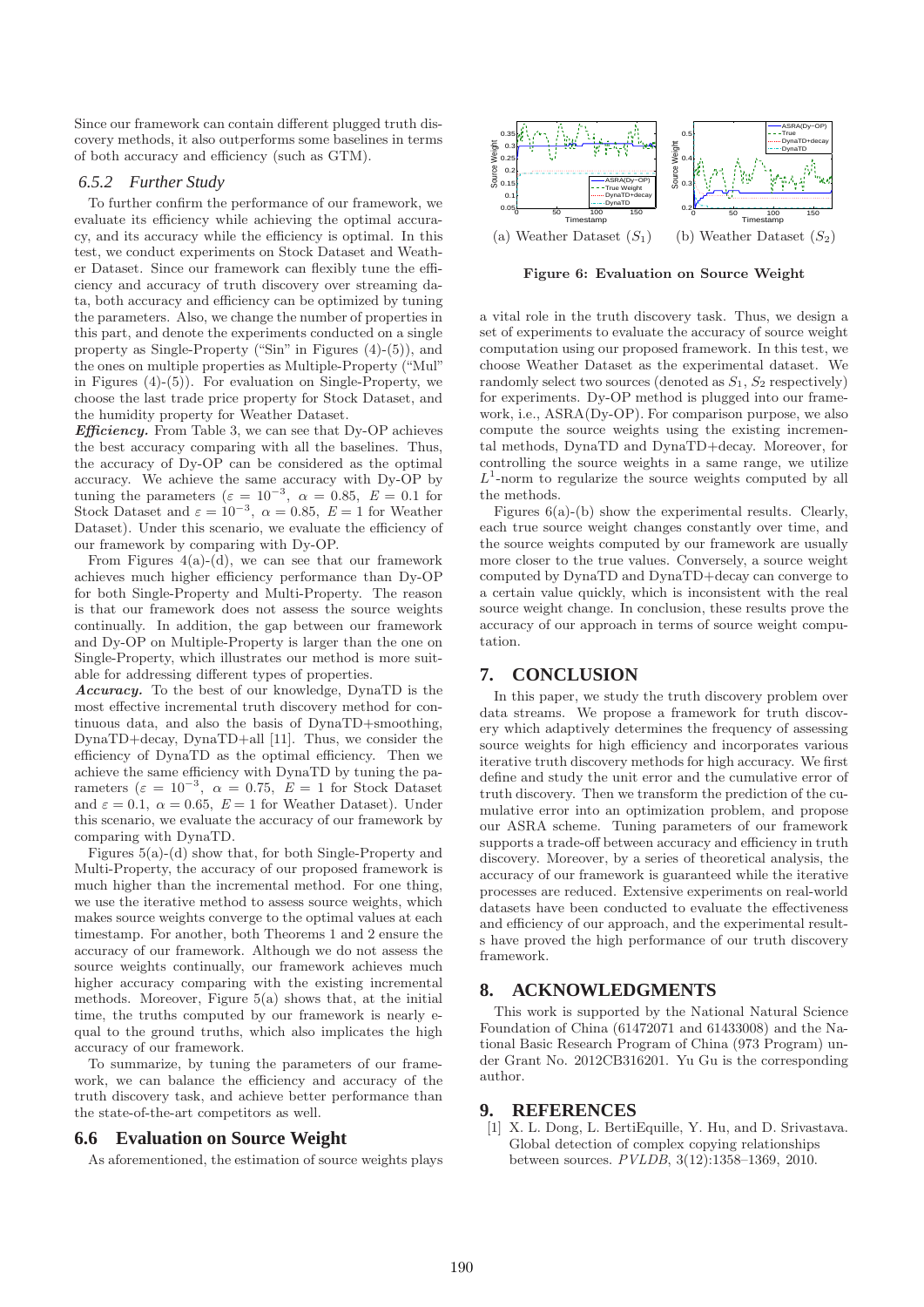Since our framework can contain different plugged truth discovery methods, it also outperforms some baselines in terms of both accuracy and efficiency (such as GTM).

### 6.5.2 Further Study

To further confirm the performance of our framework, we evaluate its efficiency while achieving the optimal accuracy, and its accuracy while the efficiency is optimal. In this test, we conduct experiments on Stock Dataset and Weather Dataset. Since our framework can flexibly tune the efficiency and accuracy of truth discovery over streaming data, both accuracy and efficiency can be optimized by tuning the parameters. Also, we change the number of properties in this part, and denote the experiments conducted on a single property as Single-Property ("Sin" in Figures (4)-(5)), and the ones on multiple properties as Multiple-Property ("Mul" in Figures (4)-(5)). For evaluation on Single-Property, we choose the last trade price property for Stock Dataset, and the humidity property for Weather Dataset.

***Efficiency.*** From Table 3, we can see that Dy-OP achieves the best accuracy comparing with all the baselines. Thus, the accuracy of Dy-OP can be considered as the optimal accuracy. We achieve the same accuracy with Dy-OP by tuning the parameters ($\varepsilon = 10^{-3}$, $\alpha = 0.85$, $E = 0.1$ for Stock Dataset and $\varepsilon = 10^{-3}$, $\alpha = 0.85$, $E = 1$ for Weather Dataset). Under this scenario, we evaluate the efficiency of our framework by comparing with Dy-OP.

From Figures 4(a)-(d), we can see that our framework achieves much higher efficiency performance than Dy-OP for both Single-Property and Multi-Property. The reason is that our framework does not assess the source weights continually. In addition, the gap between our framework and Dy-OP on Multiple-Property is larger than the one on Single-Property, which illustrates our method is more suitable for addressing different types of properties.

***Accuracy.*** To the best of our knowledge, DynaTD is the most effective incremental truth discovery method for continuous data, and also the basis of DynaTD+smoothing, DynaTD+decay, DynaTD+all [11]. Thus, we consider the efficiency of DynaTD as the optimal efficiency. Then we achieve the same efficiency with DynaTD by tuning the parameters ($\varepsilon = 10^{-3}$, $\alpha = 0.75$, $E = 1$ for Stock Dataset and $\varepsilon = 0.1$, $\alpha = 0.65$, $E = 1$ for Weather Dataset). Under this scenario, we evaluate the accuracy of our framework by comparing with DynaTD.

Figures 5(a)-(d) show that, for both Single-Property and Multi-Property, the accuracy of our proposed framework is much higher than the incremental method. For one thing, we use the iterative method to assess source weights, which makes source weights converge to the optimal values at each timestamp. For another, both Theorems 1 and 2 ensure the accuracy of our framework. Although we do not assess the source weights continually, our framework achieves much higher accuracy comparing with the existing incremental methods. Moreover, Figure 5(a) shows that, at the initial time, the truths computed by our framework is nearly equal to the ground truths, which also implicates the high accuracy of our framework.

To summarize, by tuning the parameters of our framework, we can balance the efficiency and accuracy of the truth discovery task, and achieve better performance than the state-of-the-art competitors as well.

## 6.6 Evaluation on Source Weight

As aforementioned, the estimation of source weights plays a vital role in the truth discovery task. Thus, we design a set of experiments to evaluate the accuracy of source weight computation using our proposed framework. In this test, we choose Weather Dataset as the experimental dataset. We randomly select two sources (denoted as $S_1$, $S_2$ respectively) for experiments. Dy-OP method is plugged into our framework, i.e., ASRA(Dy-OP). For comparison purpose, we also compute the source weights using the existing incremental methods, DynaTD and DynaTD+decay. Moreover, for controlling the source weights in a same range, we utilize $L^1$-norm to regularize the source weights computed by all the methods.

(a) Weather Dataset ($S_1$) (b) Weather Dataset ($S_2$)

**Figure 6: Evaluation on Source Weight**

Figures 6(a)-(b) show the experimental results. Clearly, each true source weight changes constantly over time, and the source weights computed by our framework are usually more closer to the true values. Conversely, a source weight computed by DynaTD and DynaTD+decay can converge to a certain value quickly, which is inconsistent with the real source weight change. In conclusion, these results prove the accuracy of our approach in terms of source weight computation.

## 7. CONCLUSION

In this paper, we study the truth discovery problem over data streams. We propose a framework for truth discovery which adaptively determines the frequency of assessing source weights for high efficiency and incorporates various iterative truth discovery methods for high accuracy. We first define and study the unit error and the cumulative error of truth discovery. Then we transform the prediction of the cumulative error into an optimization problem, and propose our ASRA scheme. Tuning parameters of our framework supports a trade-off between accuracy and efficiency in truth discovery. Moreover, by a series of theoretical analysis, the accuracy of our framework is guaranteed while the iterative processes are reduced. Extensive experiments on real-world datasets have been conducted to evaluate the effectiveness and efficiency of our approach, and the experimental results have proved the high performance of our truth discovery framework.

## 8. ACKNOWLEDGMENTS

This work is supported by the National Natural Science Foundation of China (61472071 and 61433008) and the National Basic Research Program of China (973 Program) under Grant No. 2012CB316201. Yu Gu is the corresponding author.

## 9. REFERENCES

[1] X. L. Dong, L. BertiEquille, Y. Hu, and D. Srivastava. Global detection of complex copying relationships between sources. *PVLDB*, 3(12):1358–1369, 2010.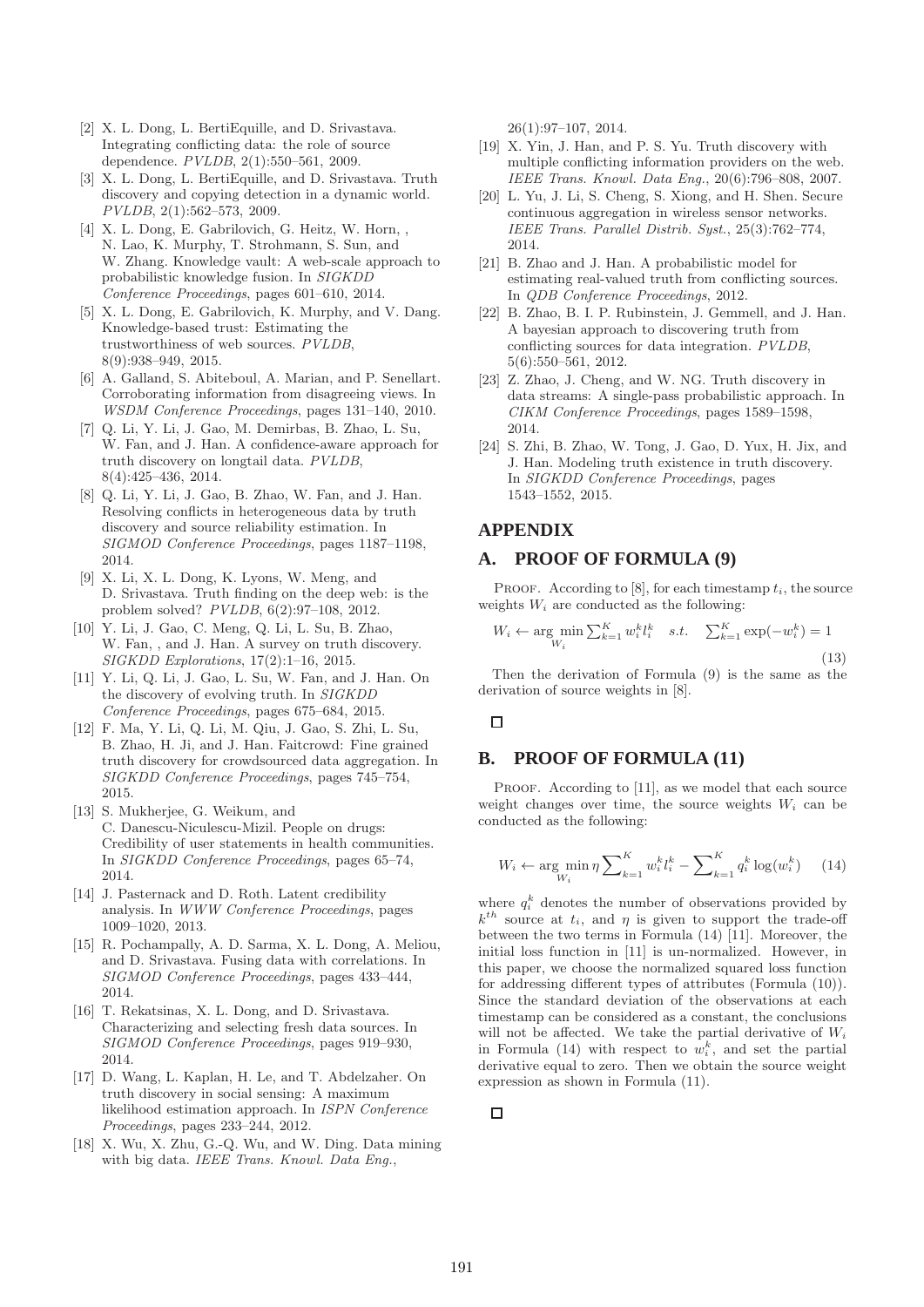[2] X. L. Dong, L. BertiEquille, and D. Srivastava. Integrating conflicting data: the role of source dependence. *PVLDB*, 2(1):550–561, 2009.

[3] X. L. Dong, L. BertiEquille, and D. Srivastava. Truth discovery and copying detection in a dynamic world. *PVLDB*, 2(1):562–573, 2009.

[4] X. L. Dong, E. Gabrilovich, G. Heitz, W. Horn, , N. Lao, K. Murphy, T. Strohmann, S. Sun, and W. Zhang. Knowledge vault: A web-scale approach to probabilistic knowledge fusion. In *SIGKDD Conference Proceedings*, pages 601–610, 2014.

[5] X. L. Dong, E. Gabrilovich, K. Murphy, and V. Dang. Knowledge-based trust: Estimating the trustworthiness of web sources. *PVLDB*, 8(9):938–949, 2015.

[6] A. Galland, S. Abiteboul, A. Marian, and P. Senellart. Corroborating information from disagreeing views. In *WSDM Conference Proceedings*, pages 131–140, 2010.

[7] Q. Li, Y. Li, J. Gao, M. Demirbas, B. Zhao, L. Su, W. Fan, and J. Han. A confidence-aware approach for truth discovery on longtail data. *PVLDB*, 8(4):425–436, 2014.

[8] Q. Li, Y. Li, J. Gao, B. Zhao, W. Fan, and J. Han. Resolving conflicts in heterogeneous data by truth discovery and source reliability estimation. In *SIGMOD Conference Proceedings*, pages 1187–1198, 2014.

[9] X. Li, X. L. Dong, K. Lyons, W. Meng, and D. Srivastava. Truth finding on the deep web: is the problem solved? *PVLDB*, 6(2):97–108, 2012.

[10] Y. Li, J. Gao, C. Meng, Q. Li, L. Su, B. Zhao, W. Fan, , and J. Han. A survey on truth discovery. *SIGKDD Explorations*, 17(2):1–16, 2015.

[11] Y. Li, Q. Li, J. Gao, L. Su, W. Fan, and J. Han. On the discovery of evolving truth. In *SIGKDD Conference Proceedings*, pages 675–684, 2015.

[12] F. Ma, Y. Li, Q. Li, M. Qiu, J. Gao, S. Zhi, L. Su, B. Zhao, H. Ji, and J. Han. Faitcrowd: Fine grained truth discovery for crowdsourced data aggregation. In *SIGKDD Conference Proceedings*, pages 745–754, 2015.

[13] S. Mukherjee, G. Weikum, and C. Danescu-Niculescu-Mizil. People on drugs: Credibility of user statements in health communities. In *SIGKDD Conference Proceedings*, pages 65–74, 2014.

[14] J. Pasternack and D. Roth. Latent credibility analysis. In *WWW Conference Proceedings*, pages 1009–1020, 2013.

[15] R. Pochampally, A. D. Sarma, X. L. Dong, A. Meliou, and D. Srivastava. Fusing data with correlations. In *SIGMOD Conference Proceedings*, pages 433–444, 2014.

[16] T. Rekatsinas, X. L. Dong, and D. Srivastava. Characterizing and selecting fresh data sources. In *SIGMOD Conference Proceedings*, pages 919–930, 2014.

[17] D. Wang, L. Kaplan, H. Le, and T. Abdelzaher. On truth discovery in social sensing: A maximum likelihood estimation approach. In *ISPN Conference Proceedings*, pages 233–244, 2012.

[18] X. Wu, X. Zhu, G.-Q. Wu, and W. Ding. Data mining with big data. *IEEE Trans. Knowl. Data Eng.*, 26(1):97–107, 2014.

[19] X. Yin, J. Han, and P. S. Yu. Truth discovery with multiple conflicting information providers on the web. *IEEE Trans. Knowl. Data Eng.*, 20(6):796–808, 2007.

[20] L. Yu, J. Li, S. Cheng, S. Xiong, and H. Shen. Secure continuous aggregation in wireless sensor networks. *IEEE Trans. Parallel Distrib. Syst.*, 25(3):762–774, 2014.

[21] B. Zhao and J. Han. A probabilistic model for estimating real-valued truth from conflicting sources. In *QDB Conference Proceedings*, 2012.

[22] B. Zhao, B. I. P. Rubinstein, J. Gemmell, and J. Han. A bayesian approach to discovering truth from conflicting sources for data integration. *PVLDB*, 5(6):550–561, 2012.

[23] Z. Zhao, J. Cheng, and W. NG. Truth discovery in data streams: A single-pass probabilistic approach. In *CIKM Conference Proceedings*, pages 1589–1598, 2014.

[24] S. Zhi, B. Zhao, W. Tong, J. Gao, D. Yux, H. Jix, and J. Han. Modeling truth existence in truth discovery. In *SIGKDD Conference Proceedings*, pages 1543–1552, 2015.

# APPENDIX

## A. PROOF OF FORMULA (9)

PROOF. According to [8], for each timestamp $t_i$, the source weights $W_i$ are conducted as the following:

$$W_i \leftarrow \arg\min_{W_i} \sum_{k=1}^{K} w_i^k l_i^k \quad s.t. \quad \sum_{k=1}^{K} \exp(-w_i^k) = 1 \tag{13}$$

Then the derivation of Formula (9) is the same as the derivation of source weights in [8].

□

## B. PROOF OF FORMULA (11)

PROOF. According to [11], as we model that each source weight changes over time, the source weights $W_i$ can be conducted as the following:

$$W_i \leftarrow \arg\min_{W_i} \eta \sum_{k=1}^{K} w_i^k l_i^k - \sum_{k=1}^{K} q_i^k \log(w_i^k) \tag{14}$$

where $q_i^k$ denotes the number of observations provided by $k^{th}$ source at $t_i$, and $\eta$ is given to support the trade-off between the two terms in Formula (14) [11]. Moreover, the initial loss function in [11] is un-normalized. However, in this paper, we choose the normalized squared loss function for addressing different types of attributes (Formula (10)). Since the standard deviation of the observations at each timestamp can be considered as a constant, the conclusions will not be affected. We take the partial derivative of $W_i$ in Formula (14) with respect to $w_i^k$, and set the partial derivative equal to zero. Then we obtain the source weight expression as shown in Formula (11).

□